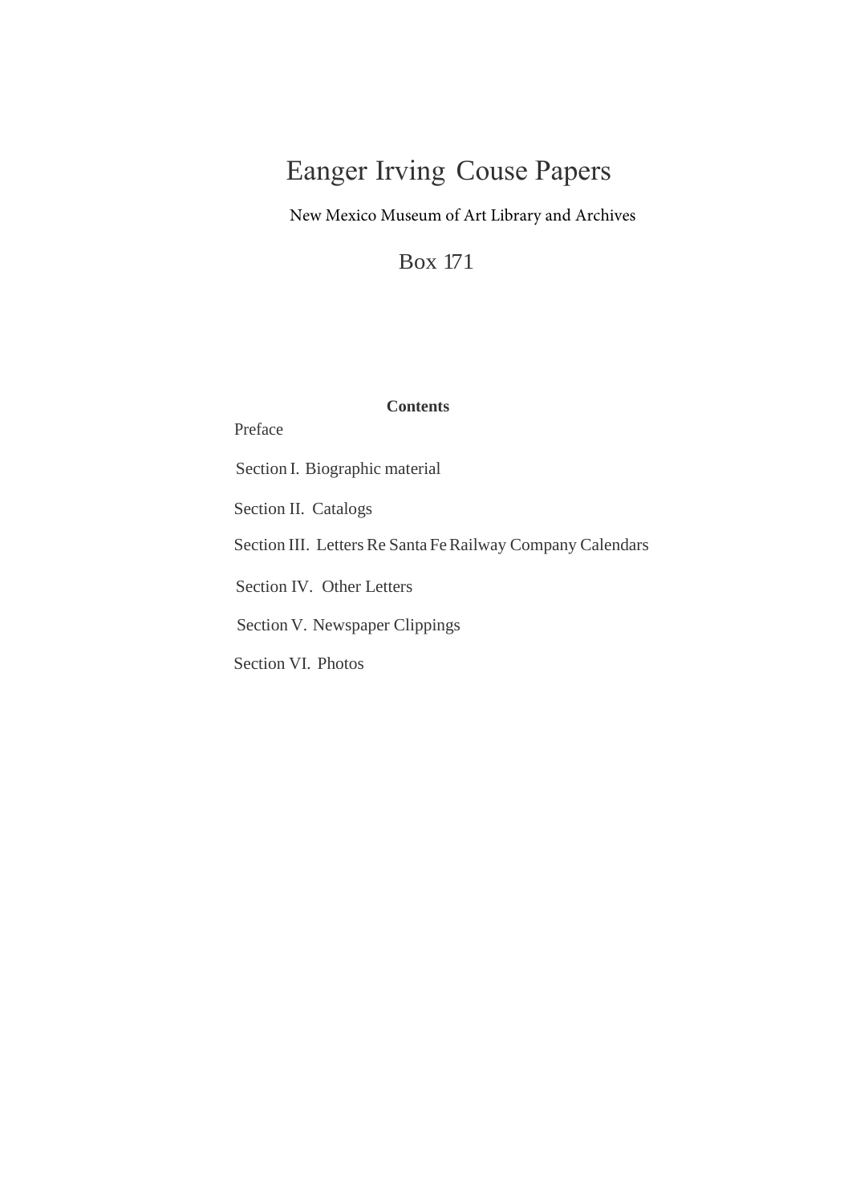# Eanger Irving Couse Papers

New Mexico Museum of Art Library and Archives

Box 171

**Contents**

Preface

Section I. Biographic material

Section II. Catalogs

Section III. Letters Re Santa Fe Railway Company Calendars

Section IV. Other Letters

Section V. Newspaper Clippings

Section VI. Photos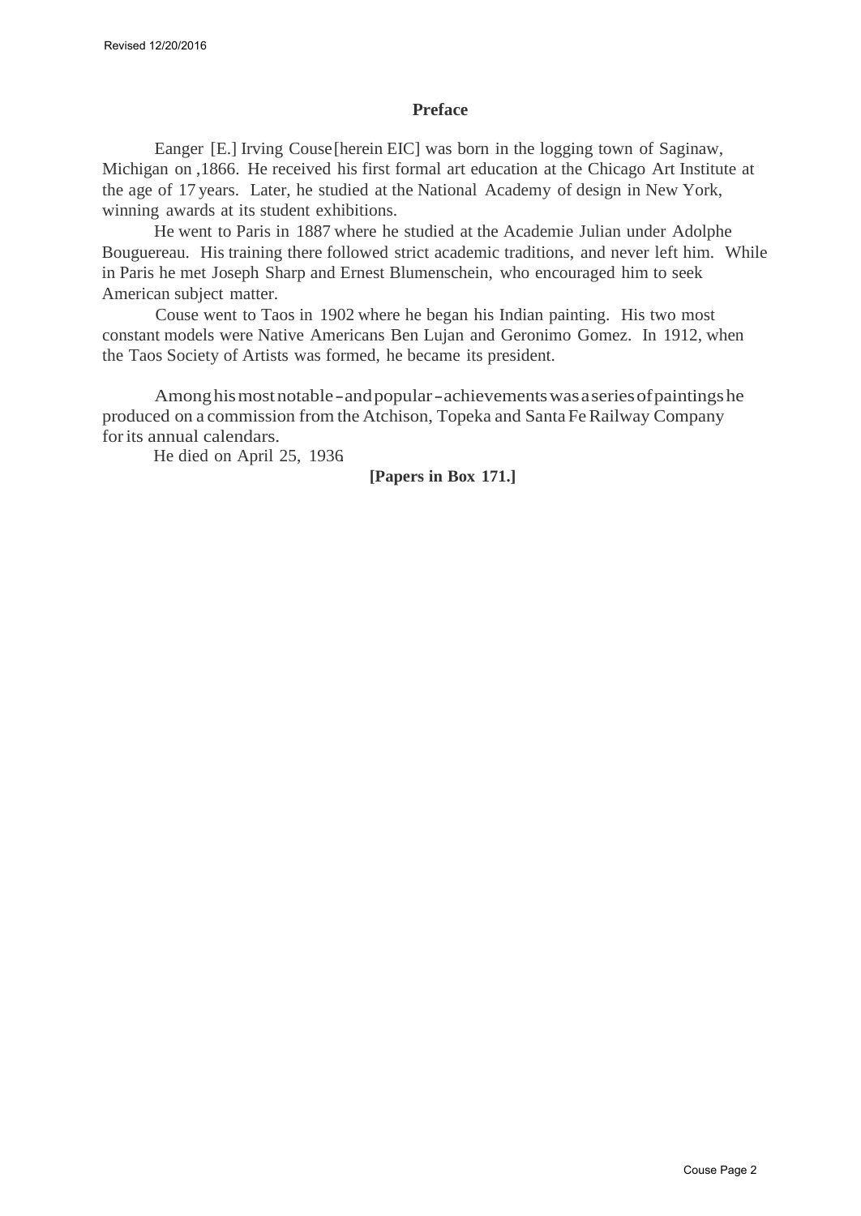Revised 12/20/2016

## Preface

Eanger [E.] Irving Couse [herein EIC] was born in the logging town of Saginaw, Michigan on ,1866. He received his first formal art education at the Chicago Art Institute at the age of 17 years. Later, he studied at the National Academy of design in New York, winning awards at its student exhibitions.

He went to Paris in 1887 where he studied at the Academie Julian under Adolphe Bouguereau. His training there followed strict academic traditions, and never left him. While in Paris he met Joseph Sharp and Ernest Blumenschein, who encouraged him to seek American subject matter.

Couse went to Taos in 1902 where he began his Indian painting. His two most constant models were Native Americans Ben Lujan and Geronimo Gomez. In 1912, when the Taos Society of Artists was formed, he became its president.

Among his most notable-and popular-achievements was a series of paintings he produced on a commission from the Atchison, Topeka and Santa Fe Railway Company for its annual calendars.

He died on April 25, 1936.

**[Papers in Box 171.]**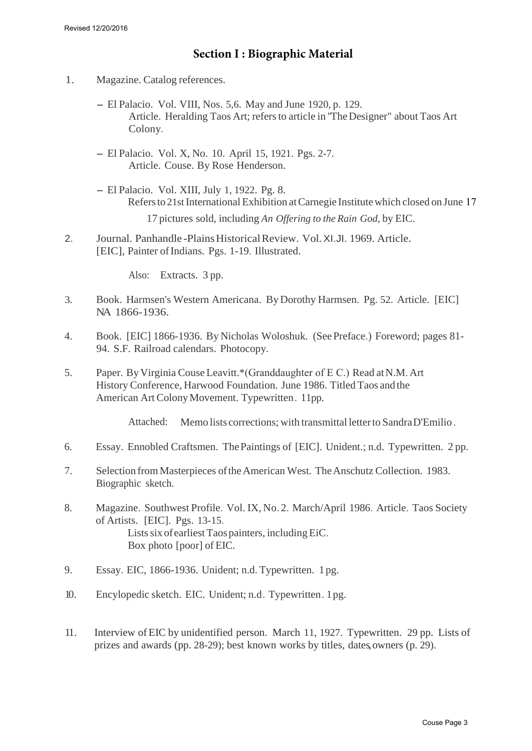Revised 12/20/2016

## Section I : Biographic Material

1. Magazine. Catalog references.

   - El Palacio. Vol. VIII, Nos. 5,6. May and June 1920, p. 129.
     Article. Heralding Taos Art; refers to article in "The Designer" about Taos Art Colony.

   - El Palacio. Vol. X, No. 10. April 15, 1921. Pgs. 2-7.
     Article. Couse. By Rose Henderson.

   - El Palacio. Vol. XIII, July 1, 1922. Pg. 8.
     Refers to 21st International Exhibition at Carnegie Institute which closed on June 17
     17 pictures sold, including *An Offering to the Rain God,* by EIC.

2. Journal. Panhandle -Plains Historical Review. Vol. XI.JI. 1969. Article. [EIC], Painter of Indians. Pgs. 1-19. Illustrated.

   Also: Extracts. 3 pp.

3. Book. Harmsen's Western Americana. By Dorothy Harmsen. Pg. 52. Article. [EIC] NA 1866-1936.

4. Book. [EIC] 1866-1936. By Nicholas Woloshuk. (See Preface.) Foreword; pages 81-94. S.F. Railroad calendars. Photocopy.

5. Paper. By Virginia Couse Leavitt.*(Granddaughter of E C.) Read at N.M. Art History Conference, Harwood Foundation. June 1986. Titled Taos and the American Art Colony Movement. Typewritten. 11pp.

   Attached: Memo lists corrections; with transmittal letter to Sandra D'Emilio.

6. Essay. Ennobled Craftsmen. The Paintings of [EIC]. Unident.; n.d. Typewritten. 2 pp.

7. Selection from Masterpieces of the American West. The Anschutz Collection. 1983. Biographic sketch.

8. Magazine. Southwest Profile. Vol. IX, No. 2. March/April 1986. Article. Taos Society of Artists. [EIC]. Pgs. 13-15.
   Lists six of earliest Taos painters, including EiC.
   Box photo [poor] of EIC.

9. Essay. EIC, 1866-1936. Unident; n.d. Typewritten. 1 pg.

10. Encylopedic sketch. EIC. Unident; n.d. Typewritten. 1 pg.

11. Interview of EIC by unidentified person. March 11, 1927. Typewritten. 29 pp. Lists of prizes and awards (pp. 28-29); best known works by titles, dates, owners (p. 29).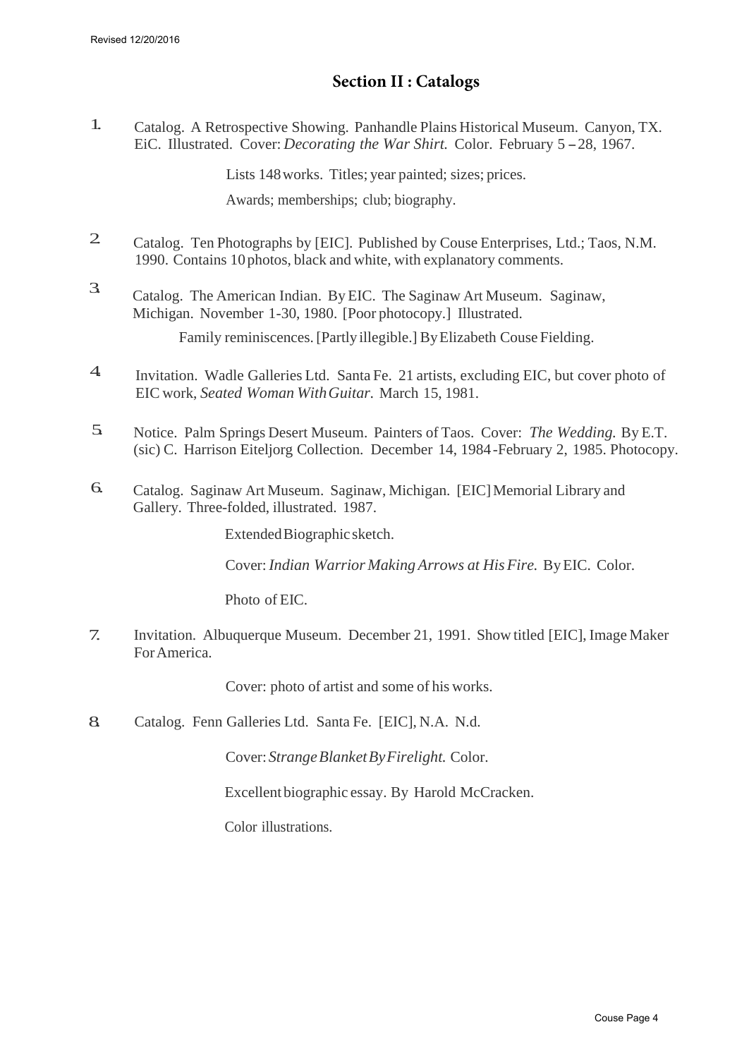## Section II : Catalogs

1. Catalog. A Retrospective Showing. Panhandle Plains Historical Museum. Canyon, TX. EiC. Illustrated. Cover: *Decorating the War Shirt.* Color. February 5 – 28, 1967.

   Lists 148 works. Titles; year painted; sizes; prices.

   Awards; memberships; club; biography.

2. Catalog. Ten Photographs by [EIC]. Published by Couse Enterprises, Ltd.; Taos, N.M. 1990. Contains 10 photos, black and white, with explanatory comments.

3. Catalog. The American Indian. By EIC. The Saginaw Art Museum. Saginaw, Michigan. November 1-30, 1980. [Poor photocopy.] Illustrated.

   Family reminiscences. [Partly illegible.] By Elizabeth Couse Fielding.

4. Invitation. Wadle Galleries Ltd. Santa Fe. 21 artists, excluding EIC, but cover photo of EIC work, *Seated Woman With Guitar.* March 15, 1981.

5. Notice. Palm Springs Desert Museum. Painters of Taos. Cover: *The Wedding.* By E.T. (sic) C. Harrison Eiteljorg Collection. December 14, 1984 -February 2, 1985. Photocopy.

6. Catalog. Saginaw Art Museum. Saginaw, Michigan. [EIC] Memorial Library and Gallery. Three-folded, illustrated. 1987.

   Extended Biographic sketch.

   Cover: *Indian Warrior Making Arrows at His Fire.* By EIC. Color.

   Photo of EIC.

7. Invitation. Albuquerque Museum. December 21, 1991. Show titled [EIC], Image Maker For America.

   Cover: photo of artist and some of his works.

8. Catalog. Fenn Galleries Ltd. Santa Fe. [EIC], N.A. N.d.

   Cover: *Strange Blanket By Firelight.* Color.

   Excellent biographic essay. By Harold McCracken.

   Color illustrations.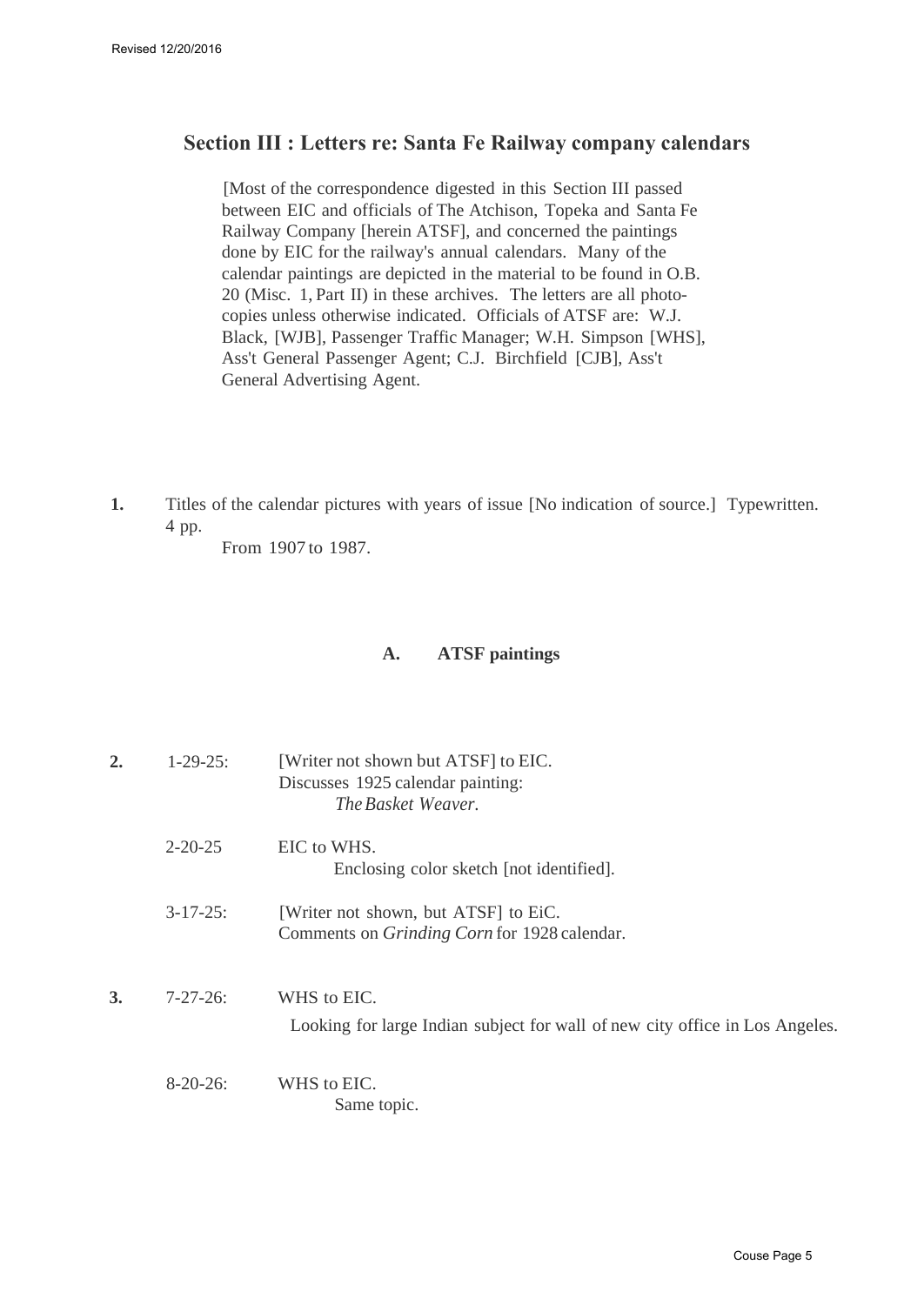## Section III : Letters re: Santa Fe Railway company calendars

[Most of the correspondence digested in this Section III passed between EIC and officials of The Atchison, Topeka and Santa Fe Railway Company [herein ATSF], and concerned the paintings done by EIC for the railway's annual calendars. Many of the calendar paintings are depicted in the material to be found in O.B. 20 (Misc. 1, Part II) in these archives. The letters are all photo-copies unless otherwise indicated. Officials of ATSF are: W.J. Black, [WJB], Passenger Traffic Manager; W.H. Simpson [WHS], Ass't General Passenger Agent; C.J. Birchfield [CJB], Ass't General Advertising Agent.

**1.** Titles of the calendar pictures with years of issue [No indication of source.] Typewritten. 4 pp.

From 1907 to 1987.

### A. ATSF paintings

**2.** 1-29-25: [Writer not shown but ATSF] to EIC.
Discusses 1925 calendar painting:
*The Basket Weaver.*

2-20-25 EIC to WHS.
Enclosing color sketch [not identified].

3-17-25: [Writer not shown, but ATSF] to EiC.
Comments on *Grinding Corn* for 1928 calendar.

**3.** 7-27-26: WHS to EIC.
Looking for large Indian subject for wall of new city office in Los Angeles.

8-20-26: WHS to EIC.
Same topic.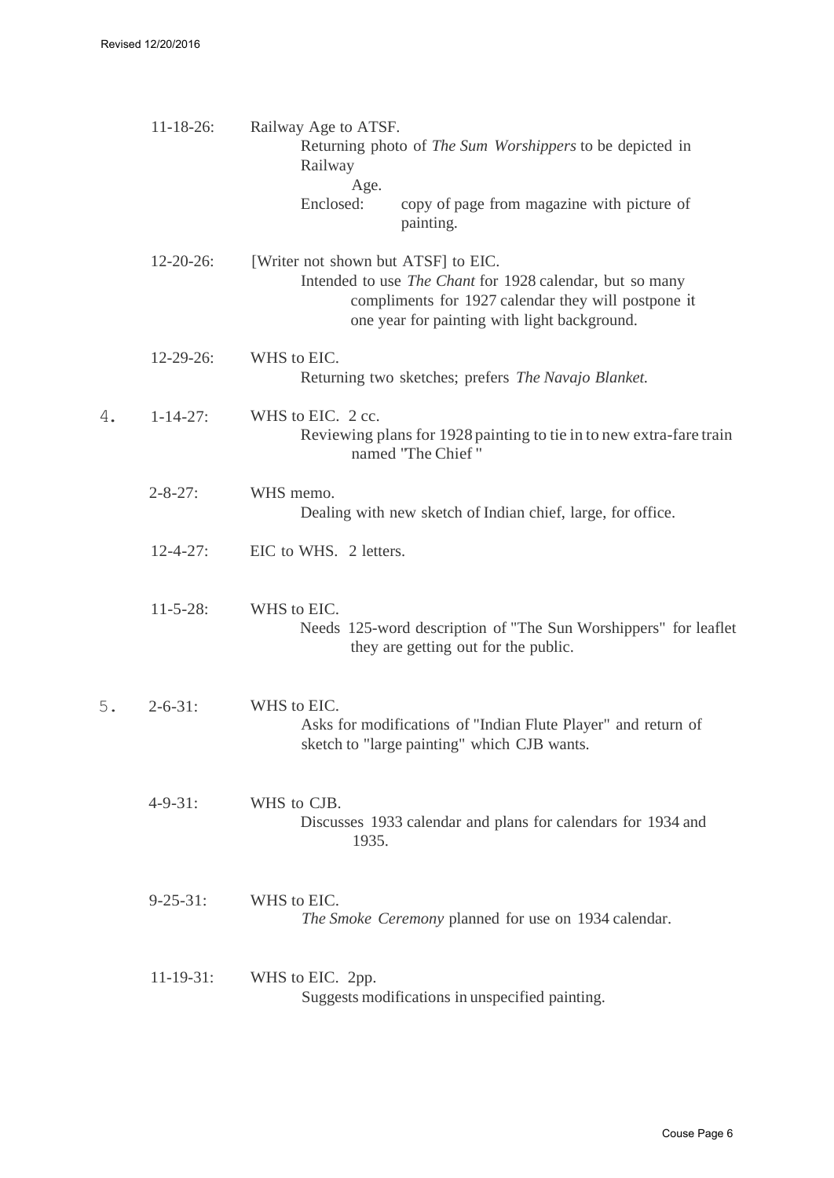11-18-26: Railway Age to ATSF.
  Returning photo of *The Sum Worshippers* to be depicted in Railway Age.
  Enclosed: copy of page from magazine with picture of painting.

12-20-26: [Writer not shown but ATSF] to EIC.
  Intended to use *The Chant* for 1928 calendar, but so many compliments for 1927 calendar they will postpone it one year for painting with light background.

12-29-26: WHS to EIC.
  Returning two sketches; prefers *The Navajo Blanket.*

4. 1-14-27: WHS to EIC. 2 cc.
  Reviewing plans for 1928 painting to tie in to new extra-fare train named "The Chief "

2-8-27: WHS memo.
  Dealing with new sketch of Indian chief, large, for office.

12-4-27: EIC to WHS. 2 letters.

11-5-28: WHS to EIC.
  Needs 125-word description of "The Sun Worshippers" for leaflet they are getting out for the public.

5. 2-6-31: WHS to EIC.
  Asks for modifications of "Indian Flute Player" and return of sketch to "large painting" which CJB wants.

4-9-31: WHS to CJB.
  Discusses 1933 calendar and plans for calendars for 1934 and 1935.

9-25-31: WHS to EIC.
  *The Smoke Ceremony* planned for use on 1934 calendar.

11-19-31: WHS to EIC. 2pp.
  Suggests modifications in unspecified painting.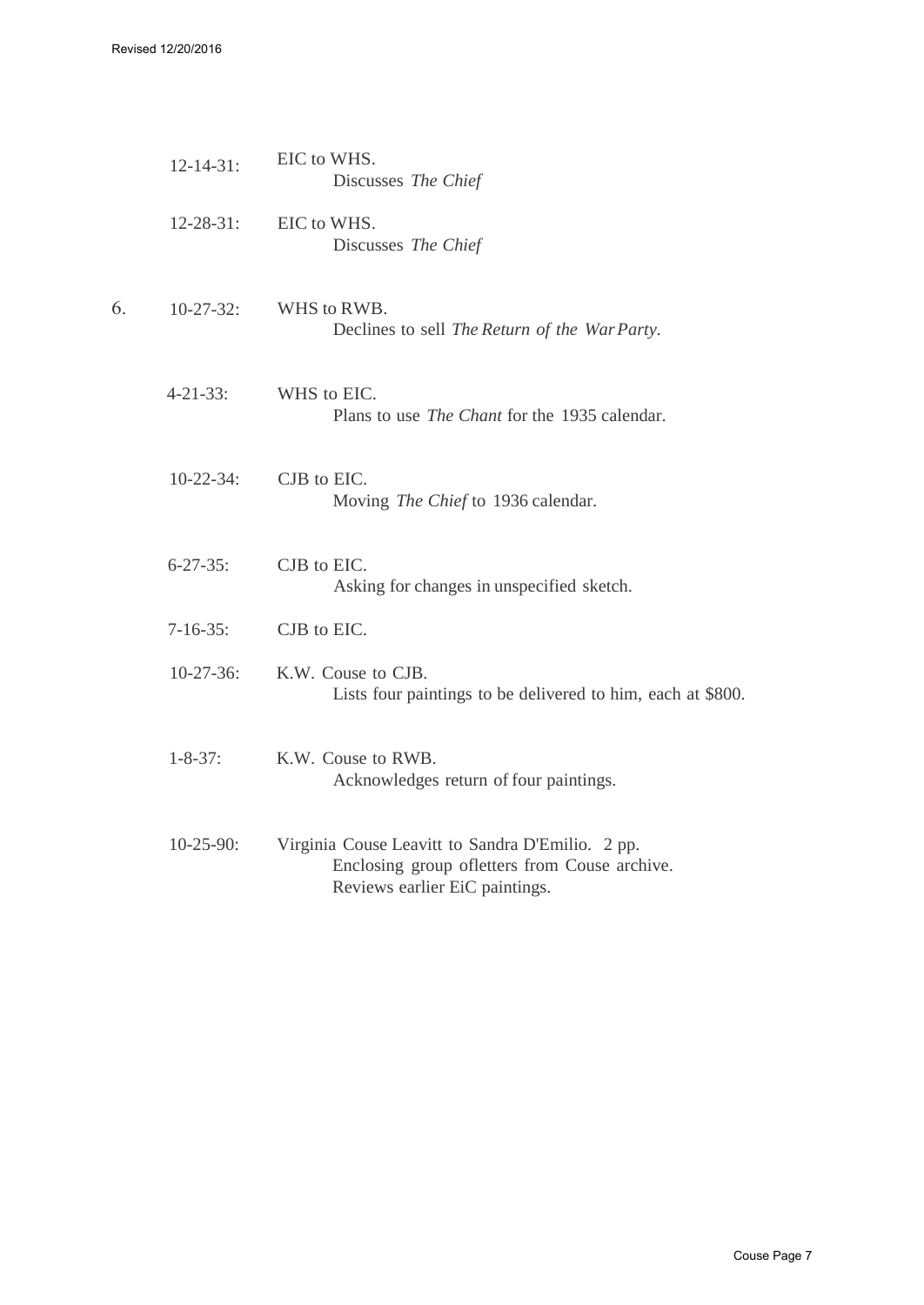12-14-31: EIC to WHS.
Discusses *The Chief*

12-28-31: EIC to WHS.
Discusses *The Chief*

6. 10-27-32: WHS to RWB.
Declines to sell *The Return of the War Party*.

4-21-33: WHS to EIC.
Plans to use *The Chant* for the 1935 calendar.

10-22-34: CJB to EIC.
Moving *The Chief* to 1936 calendar.

6-27-35: CJB to EIC.
Asking for changes in unspecified sketch.

7-16-35: CJB to EIC.

10-27-36: K.W. Couse to CJB.
Lists four paintings to be delivered to him, each at $800.

1-8-37: K.W. Couse to RWB.
Acknowledges return of four paintings.

10-25-90: Virginia Couse Leavitt to Sandra D'Emilio. 2 pp.
Enclosing group ofletters from Couse archive.
Reviews earlier EiC paintings.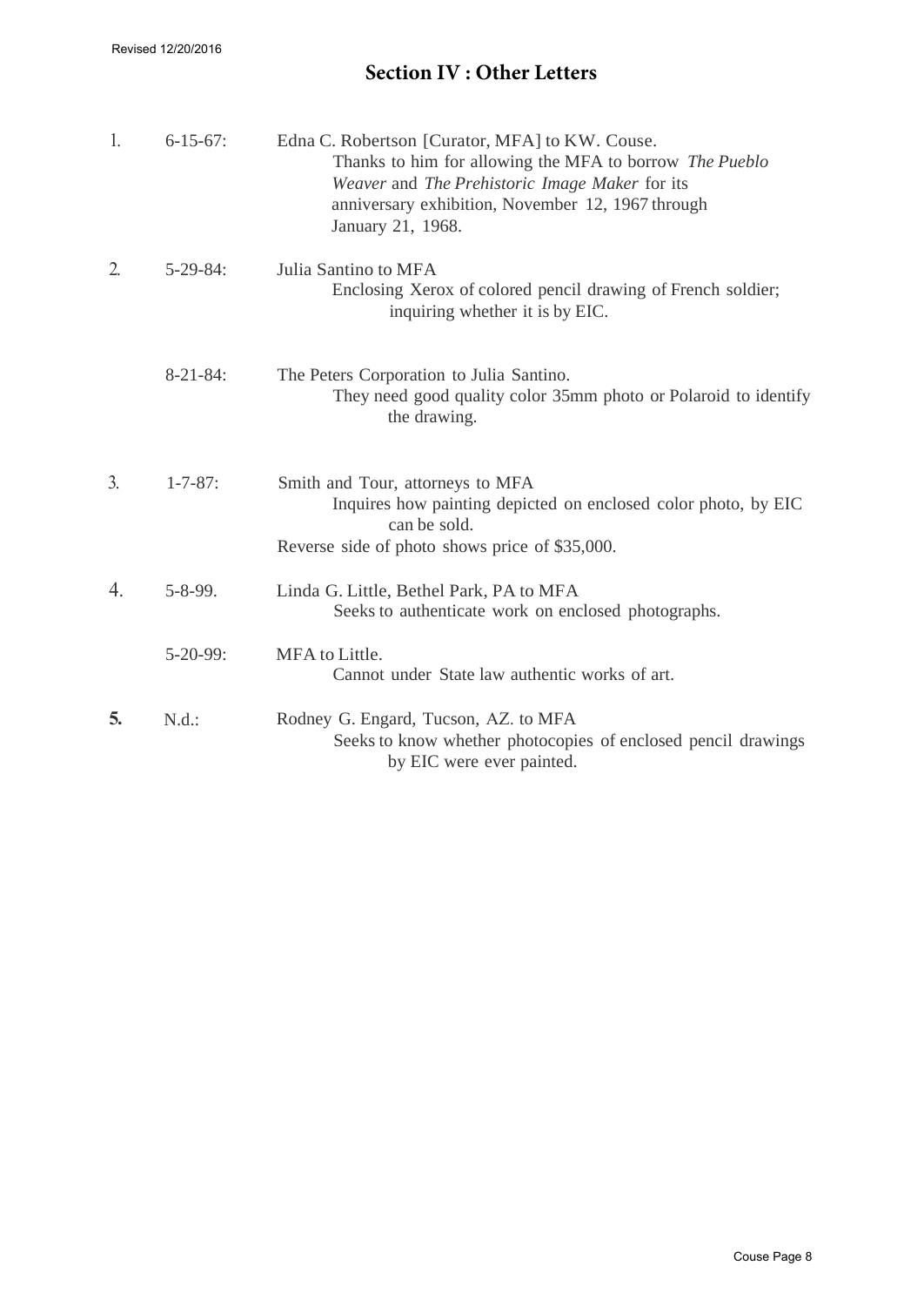## Section IV : Other Letters

1. 6-15-67: Edna C. Robertson [Curator, MFA] to KW. Couse.
   Thanks to him for allowing the MFA to borrow *The Pueblo Weaver* and *The Prehistoric Image Maker* for its anniversary exhibition, November 12, 1967 through January 21, 1968.

2. 5-29-84: Julia Santino to MFA
   Enclosing Xerox of colored pencil drawing of French soldier; inquiring whether it is by EIC.

   8-21-84: The Peters Corporation to Julia Santino.
   They need good quality color 35mm photo or Polaroid to identify the drawing.

3. 1-7-87: Smith and Tour, attorneys to MFA
   Inquires how painting depicted on enclosed color photo, by EIC can be sold.
   Reverse side of photo shows price of $35,000.

4. 5-8-99. Linda G. Little, Bethel Park, PA to MFA
   Seeks to authenticate work on enclosed photographs.

   5-20-99: MFA to Little.
   Cannot under State law authentic works of art.

5. N.d.: Rodney G. Engard, Tucson, AZ. to MFA
   Seeks to know whether photocopies of enclosed pencil drawings by EIC were ever painted.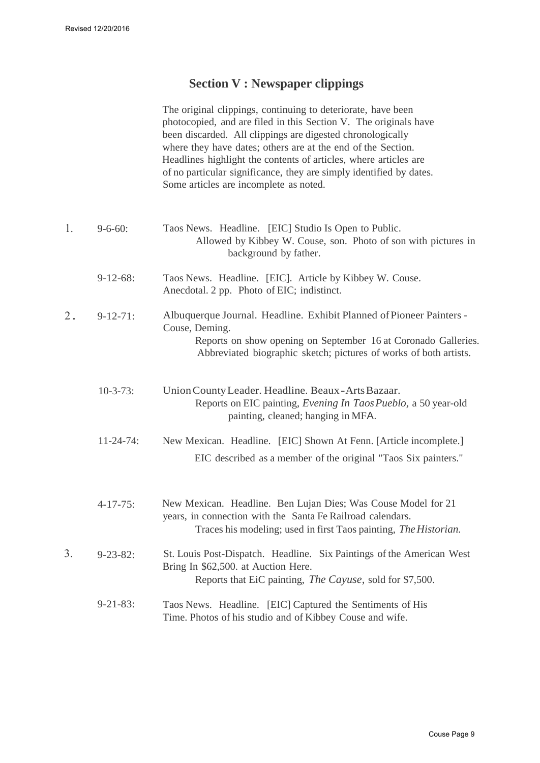## Section V : Newspaper clippings

The original clippings, continuing to deteriorate, have been photocopied, and are filed in this Section V. The originals have been discarded. All clippings are digested chronologically where they have dates; others are at the end of the Section. Headlines highlight the contents of articles, where articles are of no particular significance, they are simply identified by dates. Some articles are incomplete as noted.

1. 9-6-60: Taos News. Headline. [EIC] Studio Is Open to Public.
   Allowed by Kibbey W. Couse, son. Photo of son with pictures in background by father.

   9-12-68: Taos News. Headline. [EIC]. Article by Kibbey W. Couse.
   Anecdotal. 2 pp. Photo of EIC; indistinct.

2. 9-12-71: Albuquerque Journal. Headline. Exhibit Planned of Pioneer Painters - Couse, Deming.
   Reports on show opening on September 16 at Coronado Galleries. Abbreviated biographic sketch; pictures of works of both artists.

   10-3-73: Union County Leader. Headline. Beaux-Arts Bazaar.
   Reports on EIC painting, *Evening In Taos Pueblo*, a 50 year-old painting, cleaned; hanging in MFA.

   11-24-74: New Mexican. Headline. [EIC] Shown At Fenn. [Article incomplete.]
   EIC described as a member of the original "Taos Six painters."

   4-17-75: New Mexican. Headline. Ben Lujan Dies; Was Couse Model for 21 years, in connection with the Santa Fe Railroad calendars.
   Traces his modeling; used in first Taos painting, *The Historian.*

3. 9-23-82: St. Louis Post-Dispatch. Headline. Six Paintings of the American West Bring In $62,500. at Auction Here.
   Reports that EiC painting, *The Cayuse*, sold for $7,500.

   9-21-83: Taos News. Headline. [EIC] Captured the Sentiments of His Time. Photos of his studio and of Kibbey Couse and wife.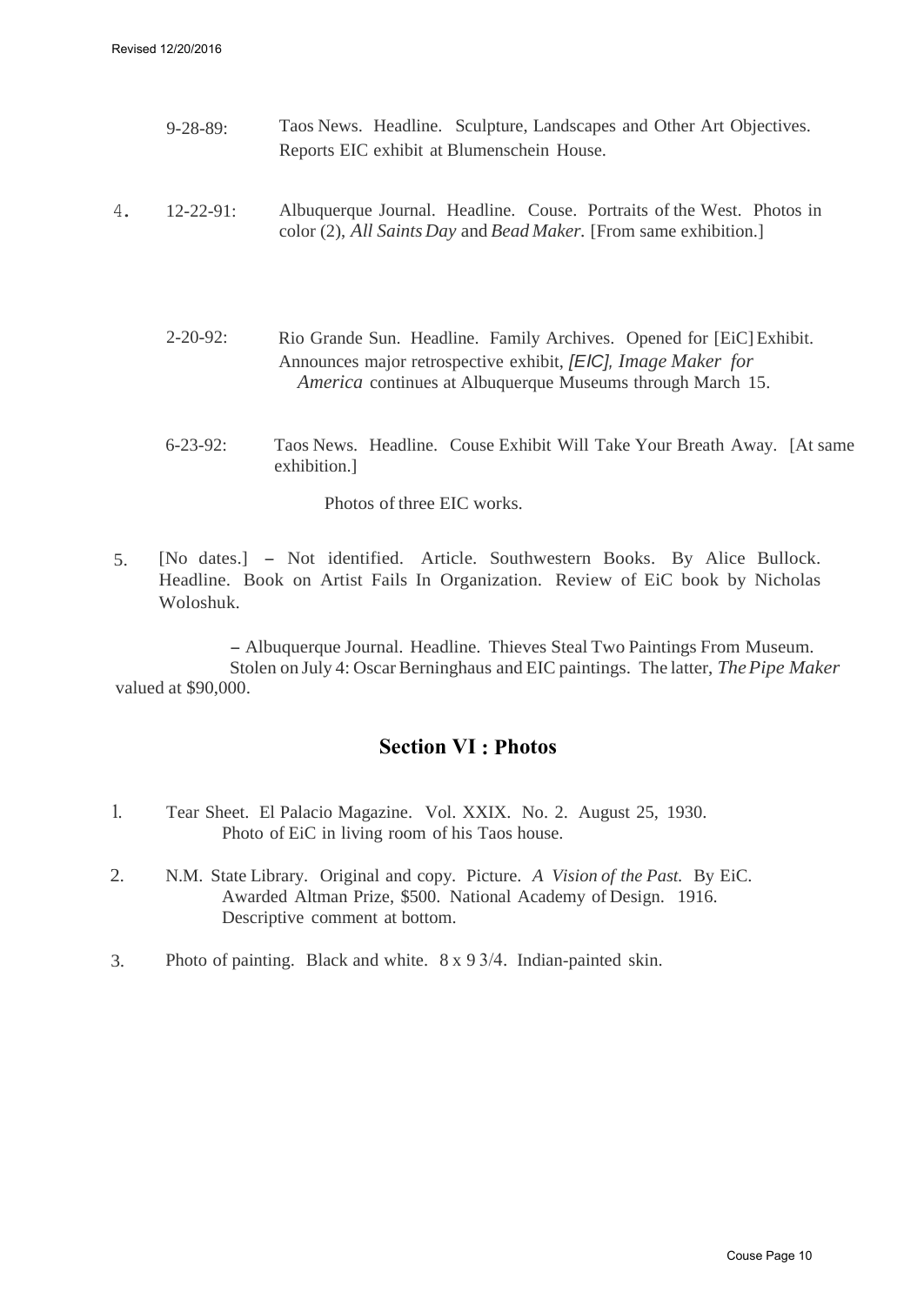9-28-89: Taos News. Headline. Sculpture, Landscapes and Other Art Objectives. Reports EIC exhibit at Blumenschein House.

4. 12-22-91: Albuquerque Journal. Headline. Couse. Portraits of the West. Photos in color (2), *All Saints Day* and *Bead Maker.* [From same exhibition.]

2-20-92: Rio Grande Sun. Headline. Family Archives. Opened for [EiC] Exhibit. Announces major retrospective exhibit, *[EIC], Image Maker for America* continues at Albuquerque Museums through March 15.

6-23-92: Taos News. Headline. Couse Exhibit Will Take Your Breath Away. [At same exhibition.]

Photos of three EIC works.

5. [No dates.] – Not identified. Article. Southwestern Books. By Alice Bullock. Headline. Book on Artist Fails In Organization. Review of EiC book by Nicholas Woloshuk.

– Albuquerque Journal. Headline. Thieves Steal Two Paintings From Museum. Stolen on July 4: Oscar Berninghaus and EIC paintings. The latter, *The Pipe Maker* valued at $90,000.

## Section VI : Photos

1. Tear Sheet. El Palacio Magazine. Vol. XXIX. No. 2. August 25, 1930. Photo of EiC in living room of his Taos house.

2. N.M. State Library. Original and copy. Picture. *A Vision of the Past.* By EiC. Awarded Altman Prize, $500. National Academy of Design. 1916. Descriptive comment at bottom.

3. Photo of painting. Black and white. 8 x 9 3/4. Indian-painted skin.